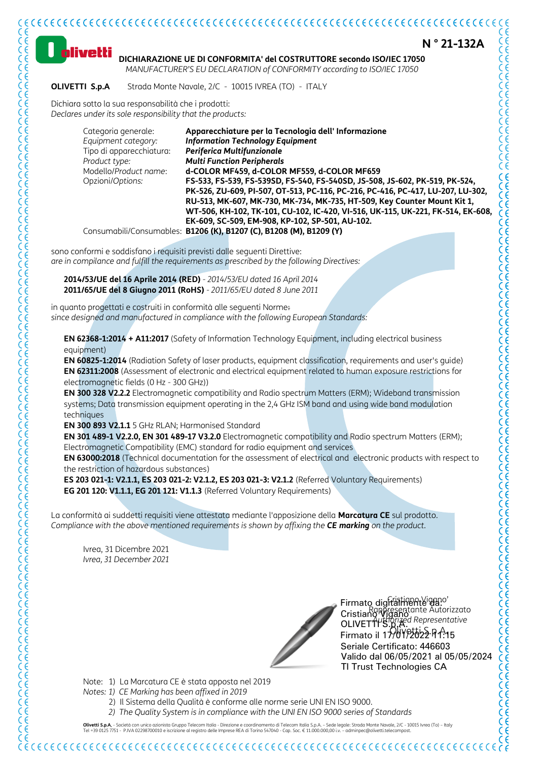# N ° 21-132A

**DICHIARAZIONE UE DI CONFORMITA' del COSTRUTTORE secondo ISO/IEC 17050**
*MANUFACTURER'S EU DECLARATION of CONFORMITY according to ISO/IEC 17050*

**OLIVETTI S.p.A** Strada Monte Navale, 2/C - 10015 IVREA (TO) - ITALY

Dichiara sotto la sua responsabilità che i prodotti:
*Declares under its sole responsibility that the products:*

| | |
|---|---|
| Categoria generale: | **Apparecchiature per la Tecnologia dell' Informazione** |
| *Equipment category:* | ***Information Technology Equipment*** |
| Tipo di apparecchiatura: | ***Periferica Multifunzionale*** |
| *Product type:* | ***Multi Function Peripherals*** |
| Modello/*Product name*: | **d-COLOR MF459, d-COLOR MF559, d-COLOR MF659** |
| Opzioni/*Options:* | **FS-533, FS-539, FS-539SD, FS-540, FS-540SD, JS-508, JS-602, PK-519, PK-524, PK-526, ZU-609, PI-507, OT-513, PC-116, PC-216, PC-416, PC-417, LU-207, LU-302, RU-513, MK-607, MK-730, MK-734, MK-735, HT-509, Key Counter Mount Kit 1, WT-506, KH-102, TK-101, CU-102, IC-420, VI-516, UK-115, UK-221, FK-514, EK-608, EK-609, SC-509, EM-908, KP-102, SP-501, AU-102.** |
| Consumabili/Consumables: | **B1206 (K), B1207 (C), B1208 (M), B1209 (Y)** |

sono conformi e soddisfano i requisiti previsti dalle seguenti Direttive:
*are in compilance and fulfill the requirements as prescribed by the following Directives:*

**2014/53/UE del 16 Aprile 2014 (RED)** - *2014/53/EU dated 16 April 2014*
**2011/65/UE del 8 Giugno 2011 (RoHS)** - *2011/65/EU dated 8 June 2011*

in quanto progettati e costruiti in conformità alle seguenti Norme:
*since designed and manufactured in compliance with the following European Standards:*

**EN 62368-1:2014 + A11:2017** (Safety of Information Technology Equipment, including electrical business equipment)
**EN 60825-1:2014** (Radiation Safety of laser products, equipment classification, requirements and user's guide)
**EN 62311:2008** (Assessment of electronic and electrical equipment related to human exposure restrictions for electromagnetic fields (0 Hz - 300 GHz))
**EN 300 328 V2.2.2** Electromagnetic compatibility and Radio spectrum Matters (ERM); Wideband transmission systems; Data transmission equipment operating in the 2,4 GHz ISM band and using wide band modulation techniques
**EN 300 893 V2.1.1** 5 GHz RLAN; Harmonised Standard
**EN 301 489-1 V2.2.0, EN 301 489-17 V3.2.0** Electromagnetic compatibility and Radio spectrum Matters (ERM); Electromagnetic Compatibility (EMC) standard for radio equipment and services
**EN 63000:2018** (Technical documentation for the assessment of electrical and electronic products with respect to the restriction of hazardous substances)
**ES 203 021-1: V2.1.1, ES 203 021-2: V2.1.2, ES 203 021-3: V2.1.2** (Referred Voluntary Requirements)
**EG 201 120: V1.1.1, EG 201 121: V1.1.3** (Referred Voluntary Requirements)

La conformità ai suddetti requisiti viene attestata mediante l'apposizione della **Marcatura CE** sul prodotto.
*Compliance with the above mentioned requirements is shown by affixing the **CE marking** on the product.*

Ivrea, 31 Dicembre 2021
*Ivrea, 31 December 2021*

Cristiano Vigano'
Rappresentante Autorizzato
*Authorized Representative*
Olivetti S.p.A.

Firmato digitalmente da:
Cristiano Vigano
OLIVETTI S.p.A.
Firmato il 17/01/2022 11:15
Seriale Certificato: 446603
Valido dal 06/05/2021 al 05/05/2024
TI Trust Technologies CA

Note: 1) La Marcatura CE è stata apposta nel 2019
*Notes: 1) CE Marking has been affixed in 2019*
2) Il Sistema della Qualità è conforme alle norme serie UNI EN ISO 9000.
*2) The Quality System is in compliance with the UNI EN ISO 9000 series of Standards*

**Olivetti S.p.A.** - Società con unico azionista Gruppo Telecom Italia - Direzione e coordinamento di Telecom Italia S.p.A. - Sede legale: Strada Monte Navale, 2/C - 10015 Ivrea (To) - Italy
Tel +39 0125 7751 - P.IVA 02298700010 e iscrizione al registro delle Imprese REA di Torino 547040 - Cap. Soc. € 11.000.000,00 i.v. - adminpec@olivetti.telecompost.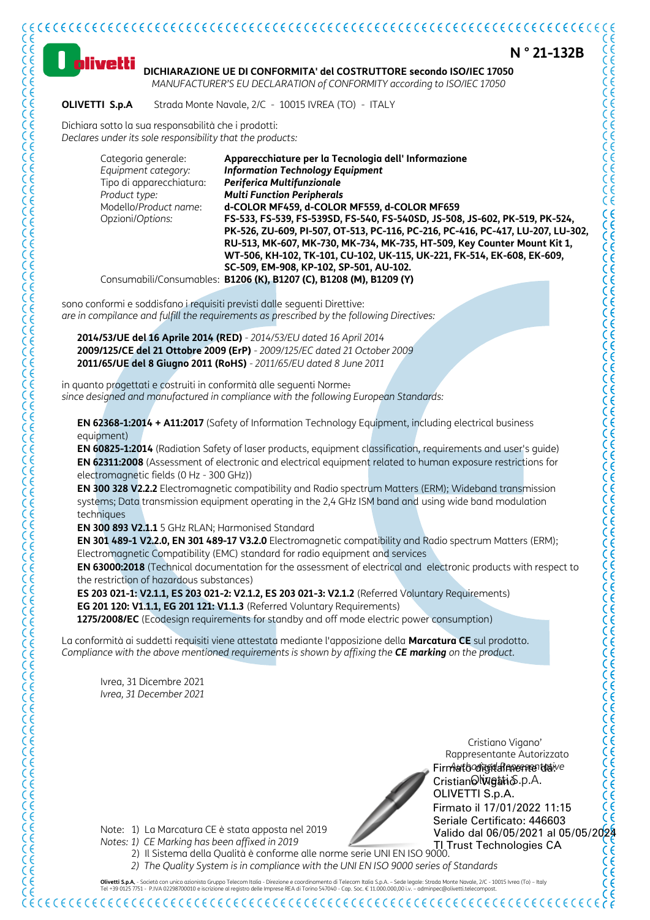**N ° 21-132B**

**DICHIARAZIONE UE DI CONFORMITA' del COSTRUTTORE secondo ISO/IEC 17050**
*MANUFACTURER'S EU DECLARATION of CONFORMITY according to ISO/IEC 17050*

**OLIVETTI S.p.A** Strada Monte Navale, 2/C - 10015 IVREA (TO) - ITALY

Dichiara sotto la sua responsabilità che i prodotti:
*Declares under its sole responsibility that the products:*

| | |
|---|---|
| Categoria generale: | **Apparecchiature per la Tecnologia dell' Informazione** |
| *Equipment category:* | ***Information Technology Equipment*** |
| Tipo di apparecchiatura: | ***Periferica Multifunzionale*** |
| *Product type:* | ***Multi Function Peripherals*** |
| Modello/*Product name*: | **d-COLOR MF459, d-COLOR MF559, d-COLOR MF659** |
| Opzioni/*Options:* | **FS-533, FS-539, FS-539SD, FS-540, FS-540SD, JS-508, JS-602, PK-519, PK-524, PK-526, ZU-609, PI-507, OT-513, PC-116, PC-216, PC-416, PC-417, LU-207, LU-302, RU-513, MK-607, MK-730, MK-734, MK-735, HT-509, Key Counter Mount Kit 1, WT-506, KH-102, TK-101, CU-102, UK-115, UK-221, FK-514, EK-608, EK-609, SC-509, EM-908, KP-102, SP-501, AU-102.** |
| Consumabili/Consumables: | **B1206 (K), B1207 (C), B1208 (M), B1209 (Y)** |

sono conformi e soddisfano i requisiti previsti dalle seguenti Direttive:
*are in compilance and fulfill the requirements as prescribed by the following Directives:*

**2014/53/UE del 16 Aprile 2014 (RED)** - *2014/53/EU dated 16 April 2014*
**2009/125/CE del 21 Ottobre 2009 (ErP)** - *2009/125/EC dated 21 October 2009*
**2011/65/UE del 8 Giugno 2011 (RoHS)** - *2011/65/EU dated 8 June 2011*

in quanto progettati e costruiti in conformità alle seguenti Norme:
*since designed and manufactured in compliance with the following European Standards:*

**EN 62368-1:2014 + A11:2017** (Safety of Information Technology Equipment, including electrical business equipment)
**EN 60825-1:2014** (Radiation Safety of laser products, equipment classification, requirements and user's guide)
**EN 62311:2008** (Assessment of electronic and electrical equipment related to human exposure restrictions for electromagnetic fields (0 Hz - 300 GHz))
**EN 300 328 V2.2.2** Electromagnetic compatibility and Radio spectrum Matters (ERM); Wideband transmission systems; Data transmission equipment operating in the 2,4 GHz ISM band and using wide band modulation techniques
**EN 300 893 V2.1.1** 5 GHz RLAN; Harmonised Standard
**EN 301 489-1 V2.2.0, EN 301 489-17 V3.2.0** Electromagnetic compatibility and Radio spectrum Matters (ERM); Electromagnetic Compatibility (EMC) standard for radio equipment and services
**EN 63000:2018** (Technical documentation for the assessment of electrical and electronic products with respect to the restriction of hazardous substances)
**ES 203 021-1: V2.1.1, ES 203 021-2: V2.1.2, ES 203 021-3: V2.1.2** (Referred Voluntary Requirements)
**EG 201 120: V1.1.1, EG 201 121: V1.1.3** (Referred Voluntary Requirements)
**1275/2008/EC** (Ecodesign requirements for standby and off mode electric power consumption)

La conformità ai suddetti requisiti viene attestata mediante l'apposizione della **Marcatura CE** sul prodotto.
*Compliance with the above mentioned requirements is shown by affixing the* ***CE marking*** *on the product.*

Ivrea, 31 Dicembre 2021
*Ivrea, 31 December 2021*

Cristiano Vigano'
Rappresentante Autorizzato
*Authorized Representative*
Olivetti S.p.A.

Firmato digitalmente da:
Cristiano Vigano
OLIVETTI S.p.A.
Firmato il 17/01/2022 11:15
Seriale Certificato: 446603
Valido dal 06/05/2021 al 05/05/2024
TI Trust Technologies CA

Note: 1) La Marcatura CE è stata apposta nel 2019
*Notes: 1) CE Marking has been affixed in 2019*
2) Il Sistema della Qualità è conforme alle norme serie UNI EN ISO 9000.
*2) The Quality System is in compliance with the UNI EN ISO 9000 series of Standards*

**Olivetti S.p.A.** - Società con unico azionista Gruppo Telecom Italia - Direzione e coordinamento di Telecom Italia S.p.A. – Sede legale: Strada Monte Navale, 2/C - 10015 Ivrea (To) – Italy
Tel +39 0125 7751 - P.IVA 02298700010 e iscrizione al registro delle Imprese REA di Torino 547040 - Cap. Soc. € 11.000.000,00 i.v. – adminpec@olivetti.telecompost.